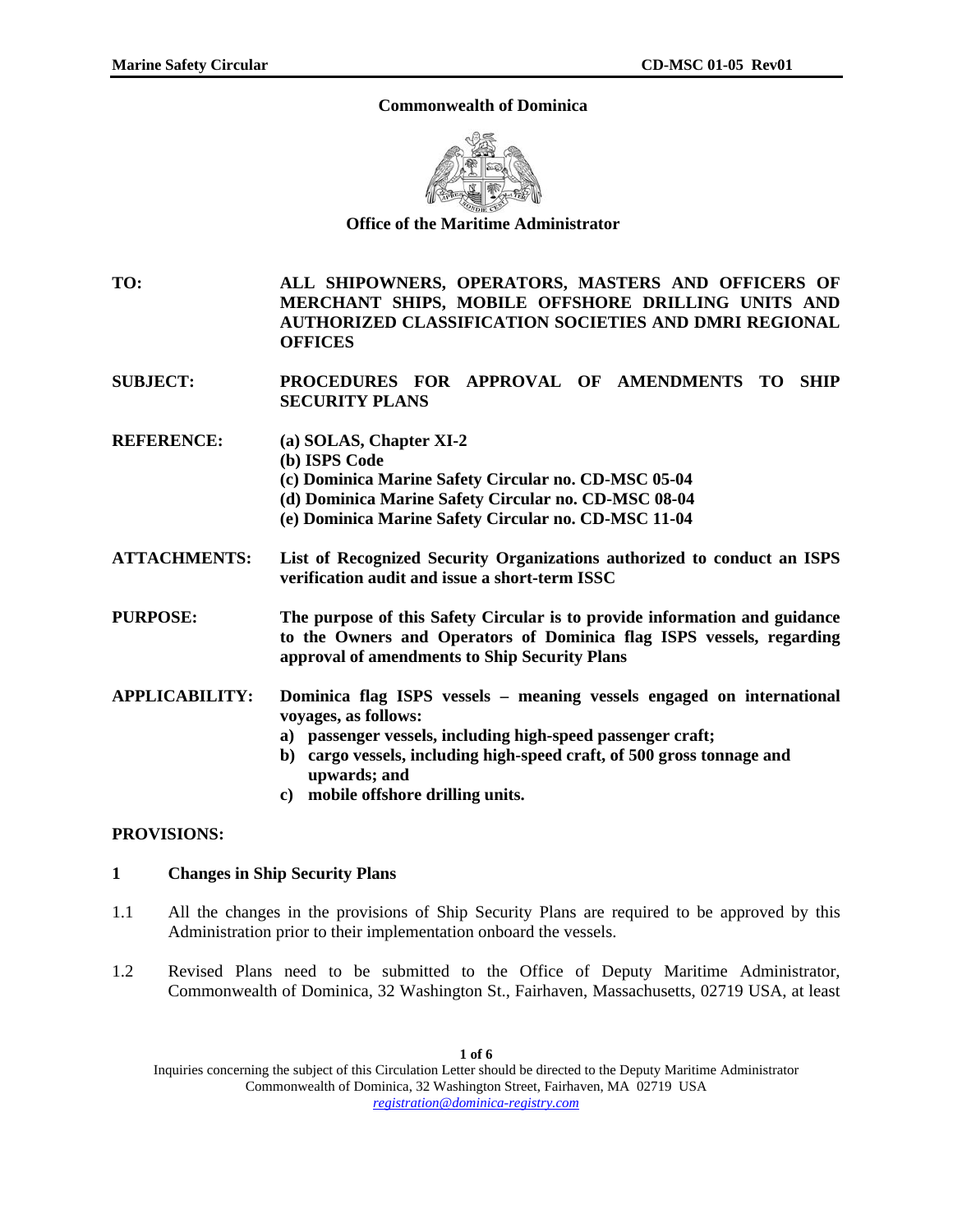**Commonwealth of Dominica**

**Office of the Maritime Administrator**

| | |
|---|---|
| **TO:** | **ALL SHIPOWNERS, OPERATORS, MASTERS AND OFFICERS OF MERCHANT SHIPS, MOBILE OFFSHORE DRILLING UNITS AND AUTHORIZED CLASSIFICATION SOCIETIES AND DMRI REGIONAL OFFICES** |
| **SUBJECT:** | **PROCEDURES FOR APPROVAL OF AMENDMENTS TO SHIP SECURITY PLANS** |
| **REFERENCE:** | **(a) SOLAS, Chapter XI-2**<br>**(b) ISPS Code**<br>**(c) Dominica Marine Safety Circular no. CD-MSC 05-04**<br>**(d) Dominica Marine Safety Circular no. CD-MSC 08-04**<br>**(e) Dominica Marine Safety Circular no. CD-MSC 11-04** |
| **ATTACHMENTS:** | **List of Recognized Security Organizations authorized to conduct an ISPS verification audit and issue a short-term ISSC** |
| **PURPOSE:** | **The purpose of this Safety Circular is to provide information and guidance to the Owners and Operators of Dominica flag ISPS vessels, regarding approval of amendments to Ship Security Plans** |
| **APPLICABILITY:** | **Dominica flag ISPS vessels – meaning vessels engaged on international voyages, as follows:**<br>**a) passenger vessels, including high-speed passenger craft;**<br>**b) cargo vessels, including high-speed craft, of 500 gross tonnage and upwards; and**<br>**c) mobile offshore drilling units.** |

**PROVISIONS:**

## 1 Changes in Ship Security Plans

1.1 All the changes in the provisions of Ship Security Plans are required to be approved by this Administration prior to their implementation onboard the vessels.

1.2 Revised Plans need to be submitted to the Office of Deputy Maritime Administrator, Commonwealth of Dominica, 32 Washington St., Fairhaven, Massachusetts, 02719 USA, at least

Inquiries concerning the subject of this Circulation Letter should be directed to the Deputy Maritime Administrator Commonwealth of Dominica, 32 Washington Street, Fairhaven, MA 02719 USA registration@dominica-registry.com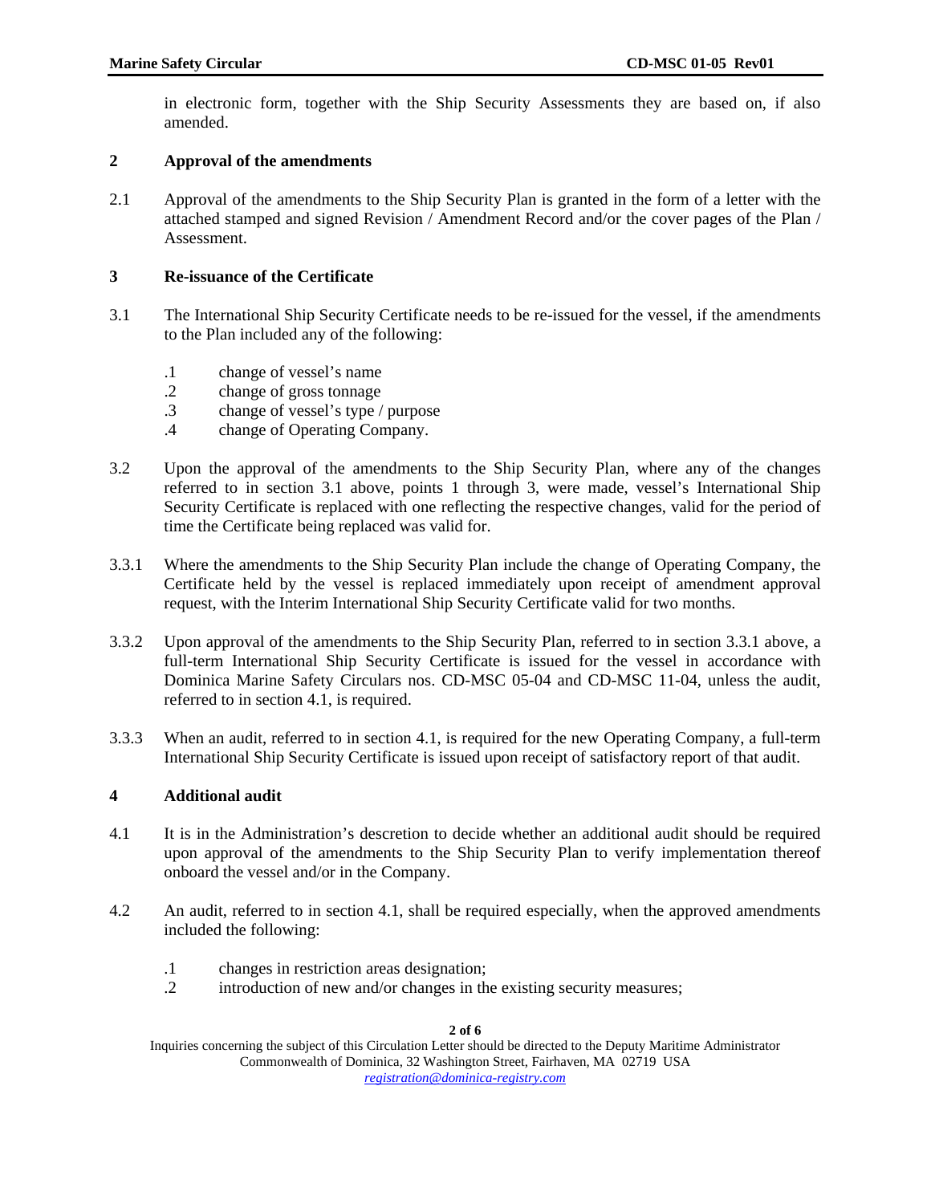in electronic form, together with the Ship Security Assessments they are based on, if also amended.

## 2 Approval of the amendments

2.1 Approval of the amendments to the Ship Security Plan is granted in the form of a letter with the attached stamped and signed Revision / Amendment Record and/or the cover pages of the Plan / Assessment.

## 3 Re-issuance of the Certificate

3.1 The International Ship Security Certificate needs to be re-issued for the vessel, if the amendments to the Plan included any of the following:

.1 change of vessel's name
.2 change of gross tonnage
.3 change of vessel's type / purpose
.4 change of Operating Company.

3.2 Upon the approval of the amendments to the Ship Security Plan, where any of the changes referred to in section 3.1 above, points 1 through 3, were made, vessel's International Ship Security Certificate is replaced with one reflecting the respective changes, valid for the period of time the Certificate being replaced was valid for.

3.3.1 Where the amendments to the Ship Security Plan include the change of Operating Company, the Certificate held by the vessel is replaced immediately upon receipt of amendment approval request, with the Interim International Ship Security Certificate valid for two months.

3.3.2 Upon approval of the amendments to the Ship Security Plan, referred to in section 3.3.1 above, a full-term International Ship Security Certificate is issued for the vessel in accordance with Dominica Marine Safety Circulars nos. CD-MSC 05-04 and CD-MSC 11-04, unless the audit, referred to in section 4.1, is required.

3.3.3 When an audit, referred to in section 4.1, is required for the new Operating Company, a full-term International Ship Security Certificate is issued upon receipt of satisfactory report of that audit.

## 4 Additional audit

4.1 It is in the Administration's descretion to decide whether an additional audit should be required upon approval of the amendments to the Ship Security Plan to verify implementation thereof onboard the vessel and/or in the Company.

4.2 An audit, referred to in section 4.1, shall be required especially, when the approved amendments included the following:

.1 changes in restriction areas designation;
.2 introduction of new and/or changes in the existing security measures;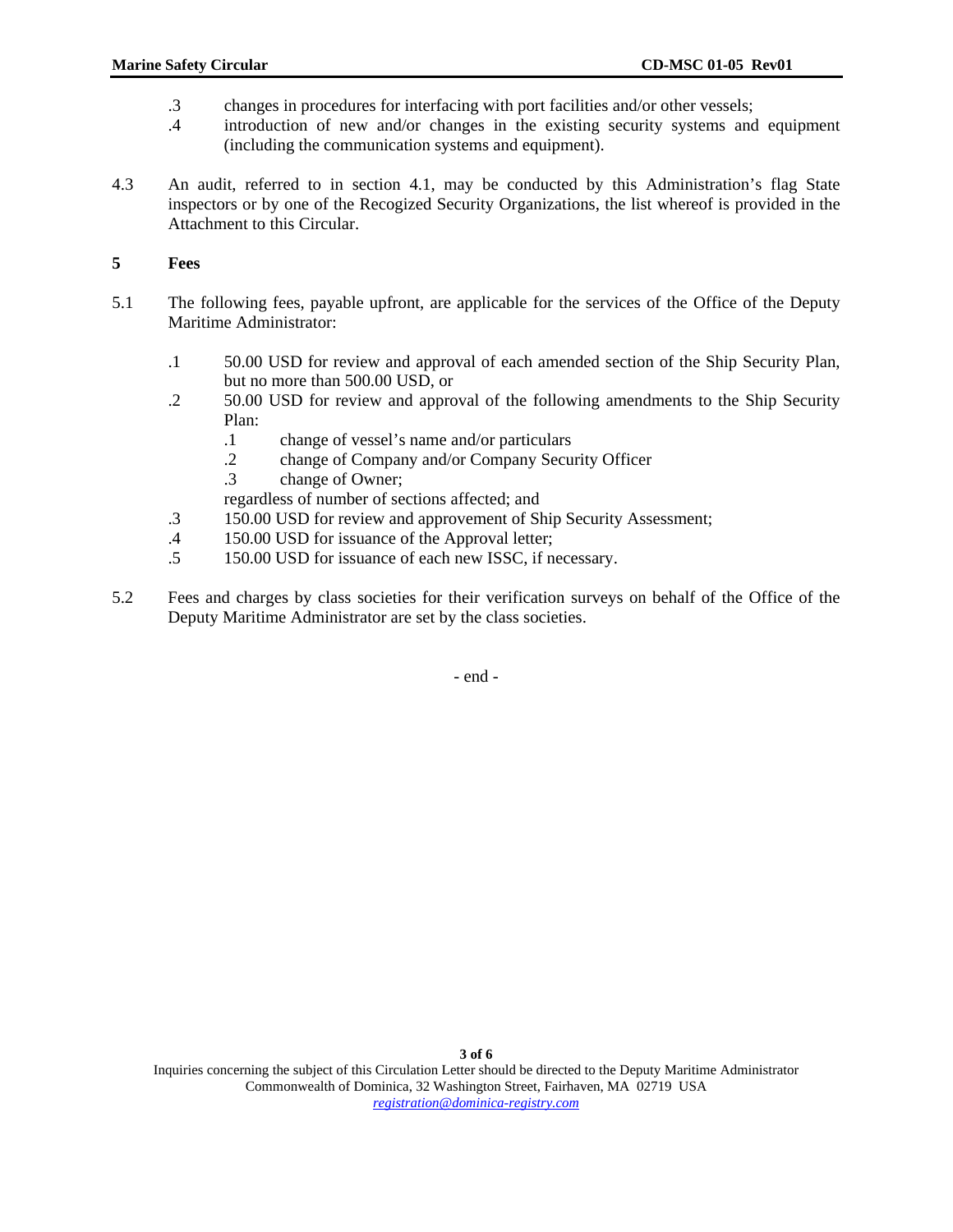.3 changes in procedures for interfacing with port facilities and/or other vessels;

.4 introduction of new and/or changes in the existing security systems and equipment (including the communication systems and equipment).

4.3 An audit, referred to in section 4.1, may be conducted by this Administration's flag State inspectors or by one of the Recogized Security Organizations, the list whereof is provided in the Attachment to this Circular.

## 5 Fees

5.1 The following fees, payable upfront, are applicable for the services of the Office of the Deputy Maritime Administrator:

.1 50.00 USD for review and approval of each amended section of the Ship Security Plan, but no more than 500.00 USD, or

.2 50.00 USD for review and approval of the following amendments to the Ship Security Plan:

  .1 change of vessel's name and/or particulars

  .2 change of Company and/or Company Security Officer

  .3 change of Owner;

regardless of number of sections affected; and

.3 150.00 USD for review and approvement of Ship Security Assessment;

.4 150.00 USD for issuance of the Approval letter;

.5 150.00 USD for issuance of each new ISSC, if necessary.

5.2 Fees and charges by class societies for their verification surveys on behalf of the Office of the Deputy Maritime Administrator are set by the class societies.

- end -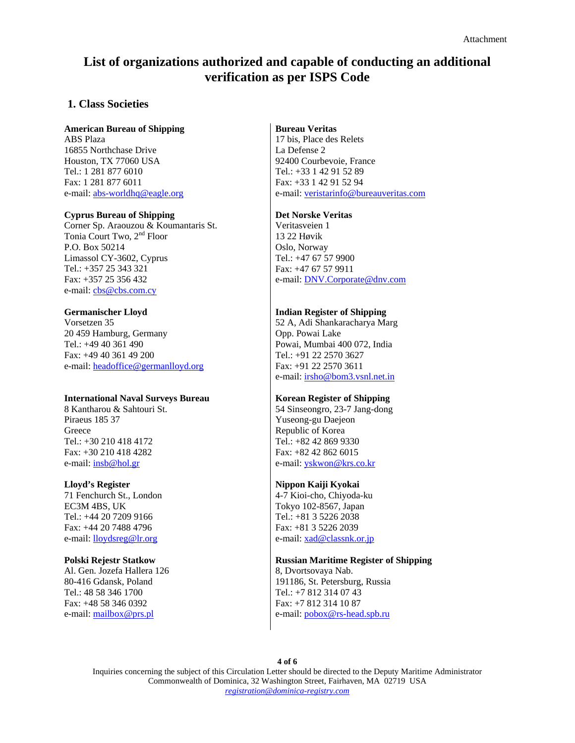Attachment

# List of organizations authorized and capable of conducting an additional verification as per ISPS Code

## 1. Class Societies

**American Bureau of Shipping**
ABS Plaza
16855 Northchase Drive
Houston, TX 77060 USA
Tel.: 1 281 877 6010
Fax: 1 281 877 6011
e-mail: abs-worldhq@eagle.org

**Cyprus Bureau of Shipping**
Corner Sp. Araouzou & Koumantaris St.
Tonia Court Two, 2nd Floor
P.O. Box 50214
Limassol CY-3602, Cyprus
Tel.: +357 25 343 321
Fax: +357 25 356 432
e-mail: cbs@cbs.com.cy

**Germanischer Lloyd**
Vorsetzen 35
20 459 Hamburg, Germany
Tel.: +49 40 361 490
Fax: +49 40 361 49 200
e-mail: headoffice@germanlloyd.org

**International Naval Surveys Bureau**
8 Kantharou & Sahtouri St.
Piraeus 185 37
Greece
Tel.: +30 210 418 4172
Fax: +30 210 418 4282
e-mail: insb@hol.gr

**Lloyd's Register**
71 Fenchurch St., London
EC3M 4BS, UK
Tel.: +44 20 7209 9166
Fax: +44 20 7488 4796
e-mail: lloydsreg@lr.org

**Polski Rejestr Statkow**
Al. Gen. Jozefa Hallera 126
80-416 Gdansk, Poland
Tel.: 48 58 346 1700
Fax: +48 58 346 0392
e-mail: mailbox@prs.pl

**Bureau Veritas**
17 bis, Place des Relets
La Defense 2
92400 Courbevoie, France
Tel.: +33 1 42 91 52 89
Fax: +33 1 42 91 52 94
e-mail: veristarinfo@bureauveritas.com

**Det Norske Veritas**
Veritasveien 1
13 22 Høvik
Oslo, Norway
Tel.: +47 67 57 9900
Fax: +47 67 57 9911
e-mail: DNV.Corporate@dnv.com

**Indian Register of Shipping**
52 A, Adi Shankaracharya Marg
Opp. Powai Lake
Powai, Mumbai 400 072, India
Tel.: +91 22 2570 3627
Fax: +91 22 2570 3611
e-mail: irsho@bom3.vsnl.net.in

**Korean Register of Shipping**
54 Sinseongro, 23-7 Jang-dong
Yuseong-gu Daejeon
Republic of Korea
Tel.: +82 42 869 9330
Fax: +82 42 862 6015
e-mail: yskwon@krs.co.kr

**Nippon Kaiji Kyokai**
4-7 Kioi-cho, Chiyoda-ku
Tokyo 102-8567, Japan
Tel.: +81 3 5226 2038
Fax: +81 3 5226 2039
e-mail: xad@classnk.or.jp

**Russian Maritime Register of Shipping**
8, Dvortsovaya Nab.
191186, St. Petersburg, Russia
Tel.: +7 812 314 07 43
Fax: +7 812 314 10 87
e-mail: pobox@rs-head.spb.ru

Inquiries concerning the subject of this Circulation Letter should be directed to the Deputy Maritime Administrator
Commonwealth of Dominica, 32 Washington Street, Fairhaven, MA 02719 USA
*registration@dominica-registry.com*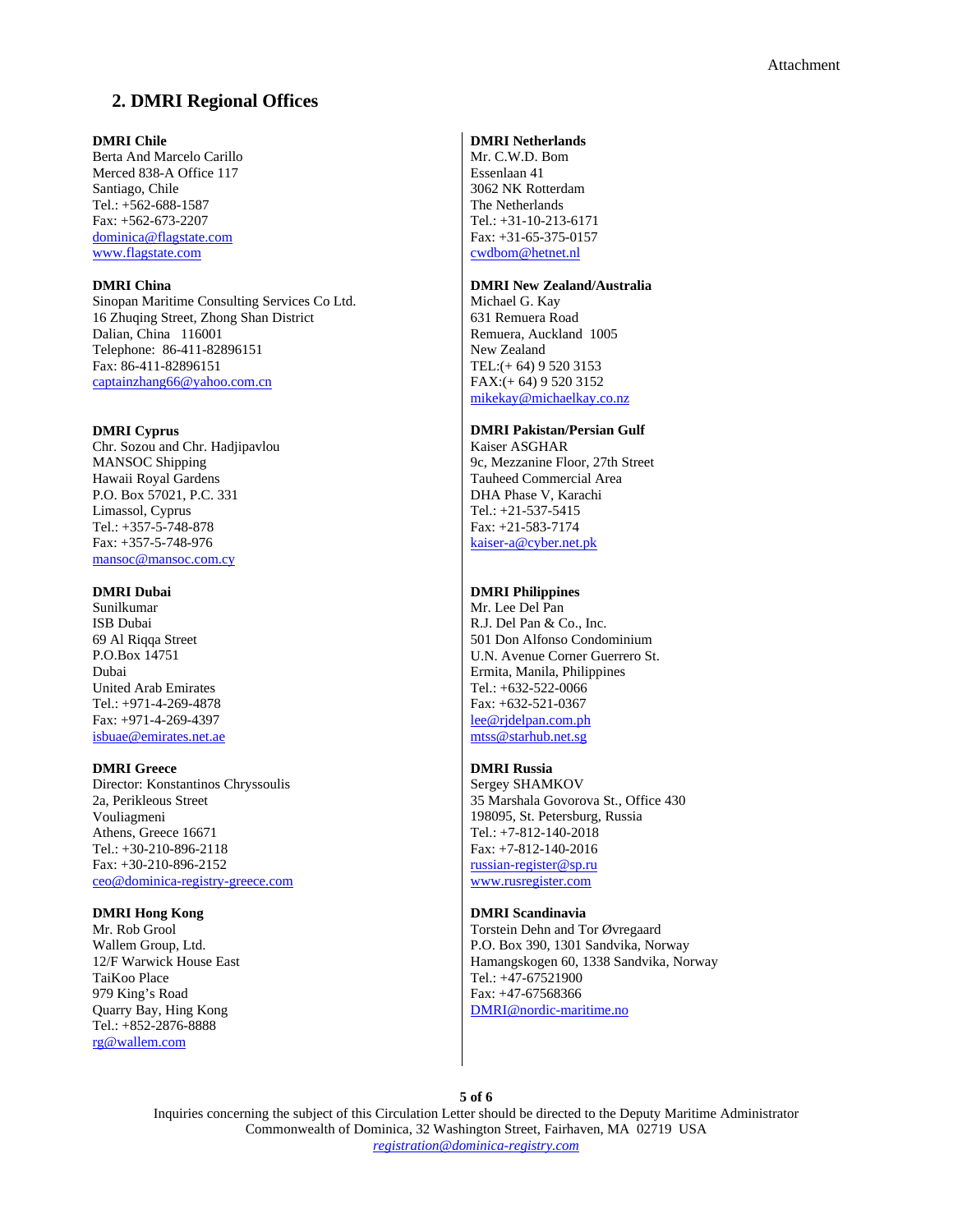## 2. DMRI Regional Offices

**DMRI Chile**
Berta And Marcelo Carillo
Merced 838-A Office 117
Santiago, Chile
Tel.: +562-688-1587
Fax: +562-673-2207
dominica@flagstate.com
www.flagstate.com

**DMRI China**
Sinopan Maritime Consulting Services Co Ltd.
16 Zhuqing Street, Zhong Shan District
Dalian, China 116001
Telephone: 86-411-82896151
Fax: 86-411-82896151
captainzhang66@yahoo.com.cn

**DMRI Cyprus**
Chr. Sozou and Chr. Hadjipavlou
MANSOC Shipping
Hawaii Royal Gardens
P.O. Box 57021, P.C. 331
Limassol, Cyprus
Tel.: +357-5-748-878
Fax: +357-5-748-976
mansoc@mansoc.com.cy

**DMRI Dubai**
Sunilkumar
ISB Dubai
69 Al Riqqa Street
P.O.Box 14751
Dubai
United Arab Emirates
Tel.: +971-4-269-4878
Fax: +971-4-269-4397
isbuae@emirates.net.ae

**DMRI Greece**
Director: Konstantinos Chryssoulis
2a, Perikleous Street
Vouliagmeni
Athens, Greece 16671
Tel.: +30-210-896-2118
Fax: +30-210-896-2152
ceo@dominica-registry-greece.com

**DMRI Hong Kong**
Mr. Rob Grool
Wallem Group, Ltd.
12/F Warwick House East
TaiKoo Place
979 King's Road
Quarry Bay, Hing Kong
Tel.: +852-2876-8888
rg@wallem.com

**DMRI Netherlands**
Mr. C.W.D. Bom
Essenlaan 41
3062 NK Rotterdam
The Netherlands
Tel.: +31-10-213-6171
Fax: +31-65-375-0157
cwdbom@hetnet.nl

**DMRI New Zealand/Australia**
Michael G. Kay
631 Remuera Road
Remuera, Auckland 1005
New Zealand
TEL:(+ 64) 9 520 3153
FAX:(+ 64) 9 520 3152
mikekay@michaelkay.co.nz

**DMRI Pakistan/Persian Gulf**
Kaiser ASGHAR
9c, Mezzanine Floor, 27th Street
Tauheed Commercial Area
DHA Phase V, Karachi
Tel.: +21-537-5415
Fax: +21-583-7174
kaiser-a@cyber.net.pk

**DMRI Philippines**
Mr. Lee Del Pan
R.J. Del Pan & Co., Inc.
501 Don Alfonso Condominium
U.N. Avenue Corner Guerrero St.
Ermita, Manila, Philippines
Tel.: +632-522-0066
Fax: +632-521-0367
lee@rjdelpan.com.ph
mtss@starhub.net.sg

**DMRI Russia**
Sergey SHAMKOV
35 Marshala Govorova St., Office 430
198095, St. Petersburg, Russia
Tel.: +7-812-140-2018
Fax: +7-812-140-2016
russian-register@sp.ru
www.rusregister.com

**DMRI Scandinavia**
Torstein Dehn and Tor Øvregaard
P.O. Box 390, 1301 Sandvika, Norway
Hamangskogen 60, 1338 Sandvika, Norway
Tel.: +47-67521900
Fax: +47-67568366
DMRI@nordic-maritime.no

Inquiries concerning the subject of this Circulation Letter should be directed to the Deputy Maritime Administrator
Commonwealth of Dominica, 32 Washington Street, Fairhaven, MA 02719 USA
*registration@dominica-registry.com*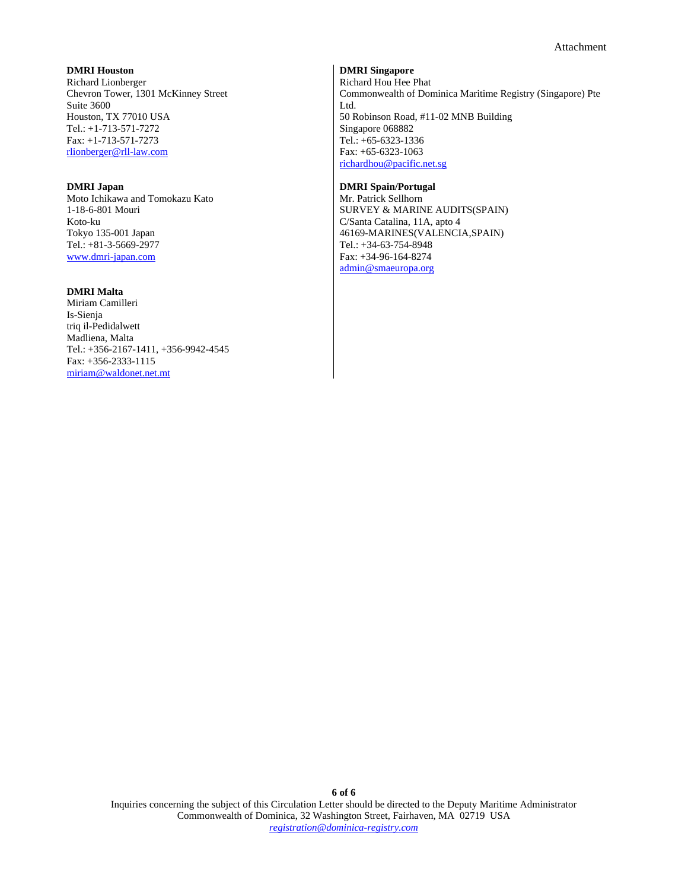Attachment

**DMRI Houston**
Richard Lionberger
Chevron Tower, 1301 McKinney Street
Suite 3600
Houston, TX 77010 USA
Tel.: +1-713-571-7272
Fax: +1-713-571-7273
rlionberger@rll-law.com

**DMRI Japan**
Moto Ichikawa and Tomokazu Kato
1-18-6-801 Mouri
Koto-ku
Tokyo 135-001 Japan
Tel.: +81-3-5669-2977
www.dmri-japan.com

**DMRI Malta**
Miriam Camilleri
Is-Sienja
triq il-Pedidalwett
Madliena, Malta
Tel.: +356-2167-1411, +356-9942-4545
Fax: +356-2333-1115
miriam@waldonet.net.mt

**DMRI Singapore**
Richard Hou Hee Phat
Commonwealth of Dominica Maritime Registry (Singapore) Pte Ltd.
50 Robinson Road, #11-02 MNB Building
Singapore 068882
Tel.: +65-6323-1336
Fax: +65-6323-1063
richardhou@pacific.net.sg

**DMRI Spain/Portugal**
Mr. Patrick Sellhorn
SURVEY & MARINE AUDITS(SPAIN)
C/Santa Catalina, 11A, apto 4
46169-MARINES(VALENCIA,SPAIN)
Tel.: +34-63-754-8948
Fax: +34-96-164-8274
admin@smaeuropa.org

Inquiries concerning the subject of this Circulation Letter should be directed to the Deputy Maritime Administrator
Commonwealth of Dominica, 32 Washington Street, Fairhaven, MA 02719 USA
*registration@dominica-registry.com*